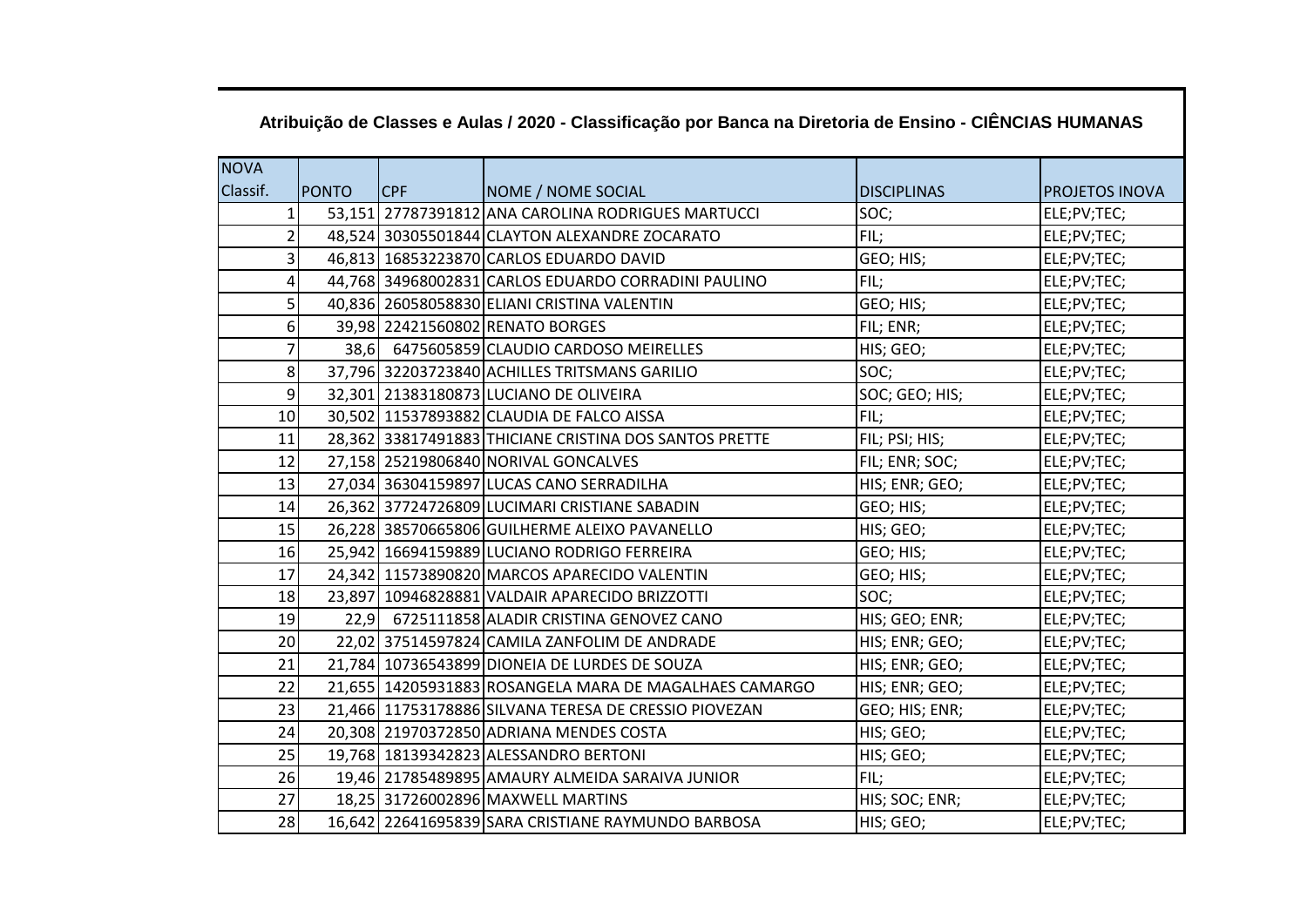**Atribuição de Classes e Aulas / 2020 - Classificação por Banca na Diretoria de Ensino - CIÊNCIAS HUMANAS**

| NOVA Classif. | PONTO | CPF | NOME / NOME SOCIAL | DISCIPLINAS | PROJETOS INOVA |
|---|---|---|---|---|---|
| 1 | 53,151 | 27787391812 | ANA CAROLINA RODRIGUES MARTUCCI | SOC; | ELE;PV;TEC; |
| 2 | 48,524 | 30305501844 | CLAYTON ALEXANDRE ZOCARATO | FIL; | ELE;PV;TEC; |
| 3 | 46,813 | 16853223870 | CARLOS EDUARDO DAVID | GEO; HIS; | ELE;PV;TEC; |
| 4 | 44,768 | 34968002831 | CARLOS EDUARDO CORRADINI PAULINO | FIL; | ELE;PV;TEC; |
| 5 | 40,836 | 26058058830 | ELIANI CRISTINA VALENTIN | GEO; HIS; | ELE;PV;TEC; |
| 6 | 39,98 | 22421560802 | RENATO BORGES | FIL; ENR; | ELE;PV;TEC; |
| 7 | 38,6 | 6475605859 | CLAUDIO CARDOSO MEIRELLES | HIS; GEO; | ELE;PV;TEC; |
| 8 | 37,796 | 32203723840 | ACHILLES TRITSMANS GARILIO | SOC; | ELE;PV;TEC; |
| 9 | 32,301 | 21383180873 | LUCIANO DE OLIVEIRA | SOC; GEO; HIS; | ELE;PV;TEC; |
| 10 | 30,502 | 11537893882 | CLAUDIA DE FALCO AISSA | FIL; | ELE;PV;TEC; |
| 11 | 28,362 | 33817491883 | THICIANE CRISTINA DOS SANTOS PRETTE | FIL; PSI; HIS; | ELE;PV;TEC; |
| 12 | 27,158 | 25219806840 | NORIVAL GONCALVES | FIL; ENR; SOC; | ELE;PV;TEC; |
| 13 | 27,034 | 36304159897 | LUCAS CANO SERRADILHA | HIS; ENR; GEO; | ELE;PV;TEC; |
| 14 | 26,362 | 37724726809 | LUCIMARI CRISTIANE SABADIN | GEO; HIS; | ELE;PV;TEC; |
| 15 | 26,228 | 38570665806 | GUILHERME ALEIXO PAVANELLO | HIS; GEO; | ELE;PV;TEC; |
| 16 | 25,942 | 16694159889 | LUCIANO RODRIGO FERREIRA | GEO; HIS; | ELE;PV;TEC; |
| 17 | 24,342 | 11573890820 | MARCOS APARECIDO VALENTIN | GEO; HIS; | ELE;PV;TEC; |
| 18 | 23,897 | 10946828881 | VALDAIR APARECIDO BRIZZOTTI | SOC; | ELE;PV;TEC; |
| 19 | 22,9 | 6725111858 | ALADIR CRISTINA GENOVEZ CANO | HIS; GEO; ENR; | ELE;PV;TEC; |
| 20 | 22,02 | 37514597824 | CAMILA ZANFOLIM DE ANDRADE | HIS; ENR; GEO; | ELE;PV;TEC; |
| 21 | 21,784 | 10736543899 | DIONEIA DE LURDES DE SOUZA | HIS; ENR; GEO; | ELE;PV;TEC; |
| 22 | 21,655 | 14205931883 | ROSANGELA MARA DE MAGALHAES CAMARGO | HIS; ENR; GEO; | ELE;PV;TEC; |
| 23 | 21,466 | 11753178886 | SILVANA TERESA DE CRESSIO PIOVEZAN | GEO; HIS; ENR; | ELE;PV;TEC; |
| 24 | 20,308 | 21970372850 | ADRIANA MENDES COSTA | HIS; GEO; | ELE;PV;TEC; |
| 25 | 19,768 | 18139342823 | ALESSANDRO BERTONI | HIS; GEO; | ELE;PV;TEC; |
| 26 | 19,46 | 21785489895 | AMAURY ALMEIDA SARAIVA JUNIOR | FIL; | ELE;PV;TEC; |
| 27 | 18,25 | 31726002896 | MAXWELL MARTINS | HIS; SOC; ENR; | ELE;PV;TEC; |
| 28 | 16,642 | 22641695839 | SARA CRISTIANE RAYMUNDO BARBOSA | HIS; GEO; | ELE;PV;TEC; |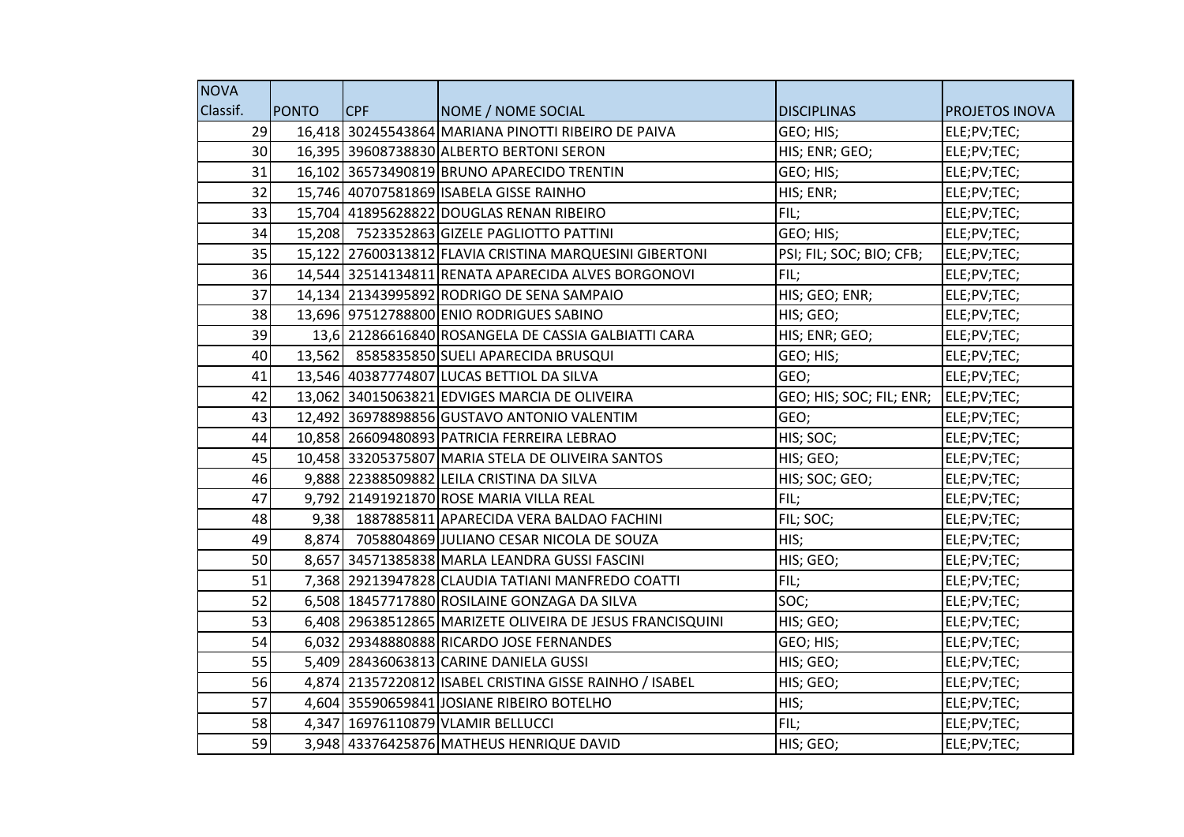| NOVA Classif. | PONTO | CPF | NOME / NOME SOCIAL | DISCIPLINAS | PROJETOS INOVA |
|---|---|---|---|---|---|
| 29 | 16,418 | 30245543864 | MARIANA PINOTTI RIBEIRO DE PAIVA | GEO; HIS; | ELE;PV;TEC; |
| 30 | 16,395 | 39608738830 | ALBERTO BERTONI SERON | HIS; ENR; GEO; | ELE;PV;TEC; |
| 31 | 16,102 | 36573490819 | BRUNO APARECIDO TRENTIN | GEO; HIS; | ELE;PV;TEC; |
| 32 | 15,746 | 40707581869 | ISABELA GISSE RAINHO | HIS; ENR; | ELE;PV;TEC; |
| 33 | 15,704 | 41895628822 | DOUGLAS RENAN RIBEIRO | FIL; | ELE;PV;TEC; |
| 34 | 15,208 | 7523352863 | GIZELE PAGLIOTTO PATTINI | GEO; HIS; | ELE;PV;TEC; |
| 35 | 15,122 | 27600313812 | FLAVIA CRISTINA MARQUESINI GIBERTONI | PSI; FIL; SOC; BIO; CFB; | ELE;PV;TEC; |
| 36 | 14,544 | 32514134811 | RENATA APARECIDA ALVES BORGONOVI | FIL; | ELE;PV;TEC; |
| 37 | 14,134 | 21343995892 | RODRIGO DE SENA SAMPAIO | HIS; GEO; ENR; | ELE;PV;TEC; |
| 38 | 13,696 | 97512788800 | ENIO RODRIGUES SABINO | HIS; GEO; | ELE;PV;TEC; |
| 39 | 13,6 | 21286616840 | ROSANGELA DE CASSIA GALBIATTI CARA | HIS; ENR; GEO; | ELE;PV;TEC; |
| 40 | 13,562 | 8585835850 | SUELI APARECIDA BRUSQUI | GEO; HIS; | ELE;PV;TEC; |
| 41 | 13,546 | 40387774807 | LUCAS BETTIOL DA SILVA | GEO; | ELE;PV;TEC; |
| 42 | 13,062 | 34015063821 | EDVIGES MARCIA DE OLIVEIRA | GEO; HIS; SOC; FIL; ENR; | ELE;PV;TEC; |
| 43 | 12,492 | 36978898856 | GUSTAVO ANTONIO VALENTIM | GEO; | ELE;PV;TEC; |
| 44 | 10,858 | 26609480893 | PATRICIA FERREIRA LEBRAO | HIS; SOC; | ELE;PV;TEC; |
| 45 | 10,458 | 33205375807 | MARIA STELA DE OLIVEIRA SANTOS | HIS; GEO; | ELE;PV;TEC; |
| 46 | 9,888 | 22388509882 | LEILA CRISTINA DA SILVA | HIS; SOC; GEO; | ELE;PV;TEC; |
| 47 | 9,792 | 21491921870 | ROSE MARIA VILLA REAL | FIL; | ELE;PV;TEC; |
| 48 | 9,38 | 1887885811 | APARECIDA VERA BALDAO FACHINI | FIL; SOC; | ELE;PV;TEC; |
| 49 | 8,874 | 7058804869 | JULIANO CESAR NICOLA DE SOUZA | HIS; | ELE;PV;TEC; |
| 50 | 8,657 | 34571385838 | MARLA LEANDRA GUSSI FASCINI | HIS; GEO; | ELE;PV;TEC; |
| 51 | 7,368 | 29213947828 | CLAUDIA TATIANI MANFREDO COATTI | FIL; | ELE;PV;TEC; |
| 52 | 6,508 | 18457717880 | ROSILAINE GONZAGA DA SILVA | SOC; | ELE;PV;TEC; |
| 53 | 6,408 | 29638512865 | MARIZETE OLIVEIRA DE JESUS FRANCISQUINI | HIS; GEO; | ELE;PV;TEC; |
| 54 | 6,032 | 29348880888 | RICARDO JOSE FERNANDES | GEO; HIS; | ELE;PV;TEC; |
| 55 | 5,409 | 28436063813 | CARINE DANIELA GUSSI | HIS; GEO; | ELE;PV;TEC; |
| 56 | 4,874 | 21357220812 | ISABEL CRISTINA GISSE RAINHO / ISABEL | HIS; GEO; | ELE;PV;TEC; |
| 57 | 4,604 | 35590659841 | JOSIANE RIBEIRO BOTELHO | HIS; | ELE;PV;TEC; |
| 58 | 4,347 | 16976110879 | VLAMIR BELLUCCI | FIL; | ELE;PV;TEC; |
| 59 | 3,948 | 43376425876 | MATHEUS HENRIQUE DAVID | HIS; GEO; | ELE;PV;TEC; |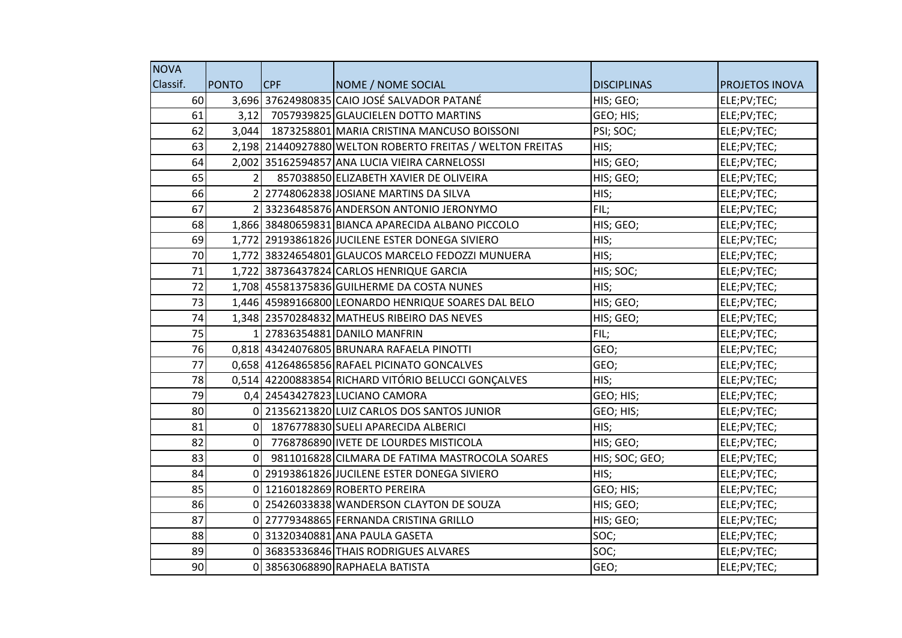| NOVA Classif. | PONTO | CPF | NOME / NOME SOCIAL | DISCIPLINAS | PROJETOS INOVA |
|---|---|---|---|---|---|
| 60 | 3,696 | 37624980835 | CAIO JOSÉ SALVADOR PATANÉ | HIS; GEO; | ELE;PV;TEC; |
| 61 | 3,12 | 7057939825 | GLAUCIELEN DOTTO MARTINS | GEO; HIS; | ELE;PV;TEC; |
| 62 | 3,044 | 1873258801 | MARIA CRISTINA MANCUSO BOISSONI | PSI; SOC; | ELE;PV;TEC; |
| 63 | 2,198 | 21440927880 | WELTON ROBERTO FREITAS / WELTON FREITAS | HIS; | ELE;PV;TEC; |
| 64 | 2,002 | 35162594857 | ANA LUCIA VIEIRA CARNELOSSI | HIS; GEO; | ELE;PV;TEC; |
| 65 | 2 | 857038850 | ELIZABETH XAVIER DE OLIVEIRA | HIS; GEO; | ELE;PV;TEC; |
| 66 | 2 | 27748062838 | JOSIANE MARTINS DA SILVA | HIS; | ELE;PV;TEC; |
| 67 | 2 | 33236485876 | ANDERSON ANTONIO JERONYMO | FIL; | ELE;PV;TEC; |
| 68 | 1,866 | 38480659831 | BIANCA APARECIDA ALBANO PICCOLO | HIS; GEO; | ELE;PV;TEC; |
| 69 | 1,772 | 29193861826 | JUCILENE ESTER DONEGA SIVIERO | HIS; | ELE;PV;TEC; |
| 70 | 1,772 | 38324654801 | GLAUCOS MARCELO FEDOZZI MUNUERA | HIS; | ELE;PV;TEC; |
| 71 | 1,722 | 38736437824 | CARLOS HENRIQUE GARCIA | HIS; SOC; | ELE;PV;TEC; |
| 72 | 1,708 | 45581375836 | GUILHERME DA COSTA NUNES | HIS; | ELE;PV;TEC; |
| 73 | 1,446 | 45989166800 | LEONARDO HENRIQUE SOARES DAL BELO | HIS; GEO; | ELE;PV;TEC; |
| 74 | 1,348 | 23570284832 | MATHEUS RIBEIRO DAS NEVES | HIS; GEO; | ELE;PV;TEC; |
| 75 | 1 | 27836354881 | DANILO MANFRIN | FIL; | ELE;PV;TEC; |
| 76 | 0,818 | 43424076805 | BRUNARA RAFAELA PINOTTI | GEO; | ELE;PV;TEC; |
| 77 | 0,658 | 41264865856 | RAFAEL PICINATO GONCALVES | GEO; | ELE;PV;TEC; |
| 78 | 0,514 | 42200883854 | RICHARD VITÓRIO BELUCCI GONÇALVES | HIS; | ELE;PV;TEC; |
| 79 | 0,4 | 24543427823 | LUCIANO CAMORA | GEO; HIS; | ELE;PV;TEC; |
| 80 | 0 | 21356213820 | LUIZ CARLOS DOS SANTOS JUNIOR | GEO; HIS; | ELE;PV;TEC; |
| 81 | 0 | 1876778830 | SUELI APARECIDA ALBERICI | HIS; | ELE;PV;TEC; |
| 82 | 0 | 7768786890 | IVETE DE LOURDES MISTICOLA | HIS; GEO; | ELE;PV;TEC; |
| 83 | 0 | 9811016828 | CILMARA DE FATIMA MASTROCOLA SOARES | HIS; SOC; GEO; | ELE;PV;TEC; |
| 84 | 0 | 29193861826 | JUCILENE ESTER DONEGA SIVIERO | HIS; | ELE;PV;TEC; |
| 85 | 0 | 12160182869 | ROBERTO PEREIRA | GEO; HIS; | ELE;PV;TEC; |
| 86 | 0 | 25426033838 | WANDERSON CLAYTON DE SOUZA | HIS; GEO; | ELE;PV;TEC; |
| 87 | 0 | 27779348865 | FERNANDA CRISTINA GRILLO | HIS; GEO; | ELE;PV;TEC; |
| 88 | 0 | 31320340881 | ANA PAULA GASETA | SOC; | ELE;PV;TEC; |
| 89 | 0 | 36835336846 | THAIS RODRIGUES ALVARES | SOC; | ELE;PV;TEC; |
| 90 | 0 | 38563068890 | RAPHAELA BATISTA | GEO; | ELE;PV;TEC; |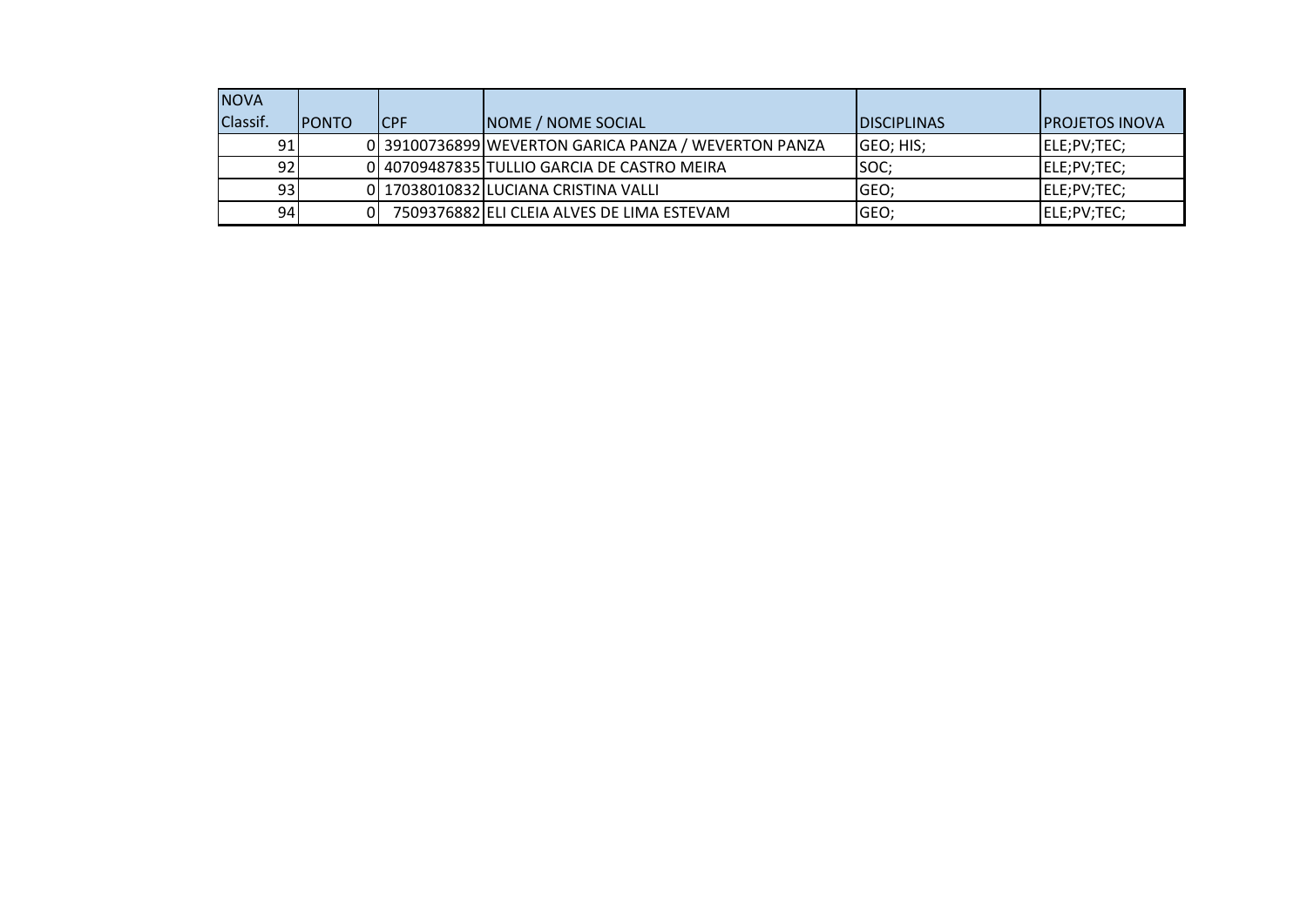| NOVA Classif. | PONTO | CPF | NOME / NOME SOCIAL | DISCIPLINAS | PROJETOS INOVA |
|---|---|---|---|---|---|
| 91 | 0 | 39100736899 | WEVERTON GARICA PANZA / WEVERTON PANZA | GEO; HIS; | ELE;PV;TEC; |
| 92 | 0 | 40709487835 | TULLIO GARCIA DE CASTRO MEIRA | SOC; | ELE;PV;TEC; |
| 93 | 0 | 17038010832 | LUCIANA CRISTINA VALLI | GEO; | ELE;PV;TEC; |
| 94 | 0 | 7509376882 | ELI CLEIA ALVES DE LIMA ESTEVAM | GEO; | ELE;PV;TEC; |